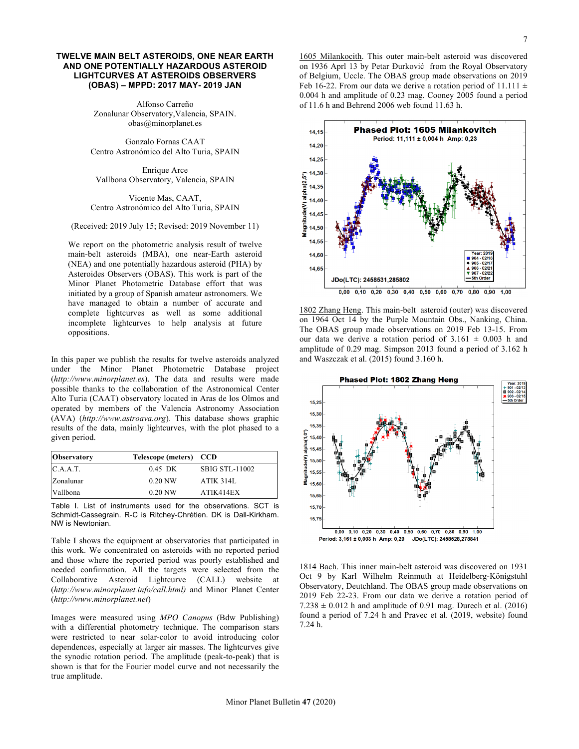# TWELVE MAIN BELT ASTEROIDS, ONE NEAR EARTH AND ONE POTENTIALLY HAZARDOUS ASTEROID LIGHTCURVES AT ASTEROIDS OBSERVERS (OBAS) – MPPD: 2017 MAY- 2019 JAN

Alfonso Carreño
Zonalunar Observatory,Valencia, SPAIN.
obas@minorplanet.es

Gonzalo Fornas CAAT
Centro Astronómico del Alto Turia, SPAIN

Enrique Arce
Vallbona Observatory, Valencia, SPAIN

Vicente Mas, CAAT,
Centro Astronómico del Alto Turia, SPAIN

(Received: 2019 July 15; Revised: 2019 November 11)

We report on the photometric analysis result of twelve main-belt asteroids (MBA), one near-Earth asteroid (NEA) and one potentially hazardous asteroid (PHA) by Asteroides Observers (OBAS). This work is part of the Minor Planet Photometric Database effort that was initiated by a group of Spanish amateur astronomers. We have managed to obtain a number of accurate and complete lightcurves as well as some additional incomplete lightcurves to help analysis at future oppositions.

In this paper we publish the results for twelve asteroids analyzed under the Minor Planet Photometric Database project (*http://www.minorplanet.es*). The data and results were made possible thanks to the collaboration of the Astronomical Center Alto Turia (CAAT) observatory located in Aras de los Olmos and operated by members of the Valencia Astronomy Association (AVA) (*http://www.astroava.org*). This database shows graphic results of the data, mainly lightcurves, with the plot phased to a given period.

| Observatory | Telescope (meters) | CCD |
|---|---|---|
| C.A.A.T. | 0.45 DK | SBIG STL-11002 |
| Zonalunar | 0.20 NW | ATIK 314L |
| Vallbona | 0.20 NW | ATIK414EX |

Table I. List of instruments used for the observations. SCT is Schmidt-Cassegrain. R-C is Ritchey-Chrétien. DK is Dall-Kirkham. NW is Newtonian.

Table I shows the equipment at observatories that participated in this work. We concentrated on asteroids with no reported period and those where the reported period was poorly established and needed confirmation. All the targets were selected from the Collaborative Asteroid Lightcurve (CALL) website at (*http://www.minorplanet.info/call.html)* and Minor Planet Center (*http://www.minorplanet.net*)

Images were measured using *MPO Canopus* (Bdw Publishing) with a differential photometry technique. The comparison stars were restricted to near solar-color to avoid introducing color dependences, especially at larger air masses. The lightcurves give the synodic rotation period. The amplitude (peak-to-peak) that is shown is that for the Fourier model curve and not necessarily the true amplitude.

1605 Milankocith. This outer main-belt asteroid was discovered on 1936 Aprl 13 by Petar Đurković from the Royal Observatory of Belgium, Uccle. The OBAS group made observations on 2019 Feb 16-22. From our data we derive a rotation period of 11.111 ± 0.004 h and amplitude of 0.23 mag. Cooney 2005 found a period of 11.6 h and Behrend 2006 web found 11.63 h.

1802 Zhang Heng. This main-belt asteroid (outer) was discovered on 1964 Oct 14 by the Purple Mountain Obs., Nanking, China. The OBAS group made observations on 2019 Feb 13-15. From our data we derive a rotation period of 3.161 ± 0.003 h and amplitude of 0.29 mag. Simpson 2013 found a period of 3.162 h and Waszczak et al. (2015) found 3.160 h.

1814 Bach. This inner main-belt asteroid was discovered on 1931 Oct 9 by Karl Wilhelm Reinmuth at Heidelberg-Königstuhl Observatory, Deutchland. The OBAS group made observations on 2019 Feb 22-23. From our data we derive a rotation period of 7.238 ± 0.012 h and amplitude of 0.91 mag. Durech et al. (2016) found a period of 7.24 h and Pravec et al. (2019, website) found 7.24 h.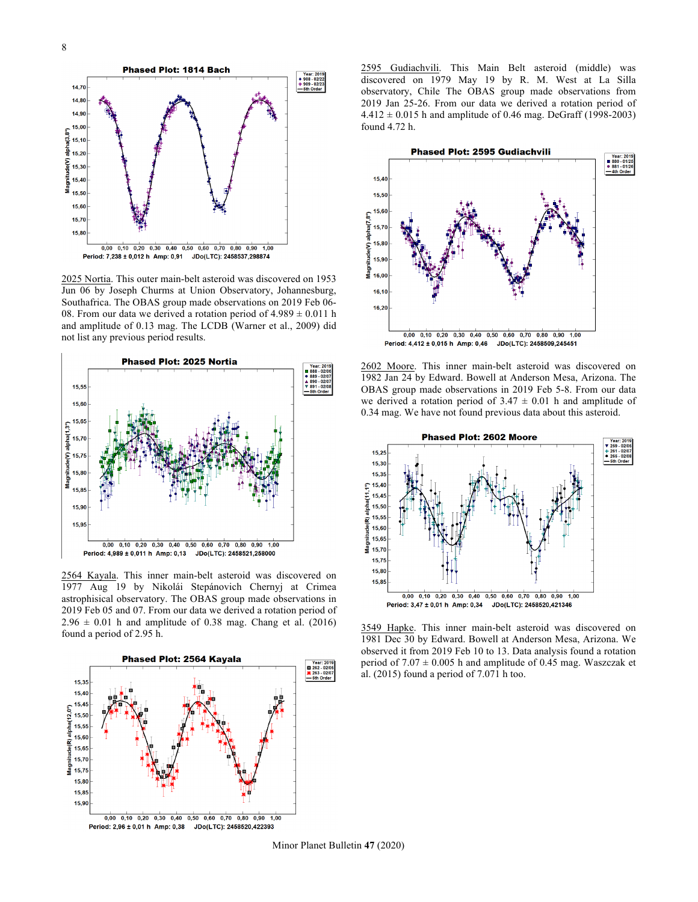Phased Plot: 1814 Bach

Period: 7,238 ± 0,012 h Amp: 0,91 JDo(LTC): 2458537,298874

2025 Nortia. This outer main-belt asteroid was discovered on 1953 Jun 06 by Joseph Churms at Union Observatory, Johannesburg, Southafrica. The OBAS group made observations on 2019 Feb 06-08. From our data we derived a rotation period of 4.989 ± 0.011 h and amplitude of 0.13 mag. The LCDB (Warner et al., 2009) did not list any previous period results.

Phased Plot: 2025 Nortia

Period: 4,989 ± 0,011 h Amp: 0,13 JDo(LTC): 2458521,258000

2564 Kayala. This inner main-belt asteroid was discovered on 1977 Aug 19 by Nikolái Stepánovich Chernyj at Crimea astrophisical observatory. The OBAS group made observations in 2019 Feb 05 and 07. From our data we derived a rotation period of 2.96 ± 0.01 h and amplitude of 0.38 mag. Chang et al. (2016) found a period of 2.95 h.

Phased Plot: 2564 Kayala

Period: 2,96 ± 0,01 h Amp: 0,38 JDo(LTC): 2458520,422393

2595 Gudiachvili. This Main Belt asteroid (middle) was discovered on 1979 May 19 by R. M. West at La Silla observatory, Chile The OBAS group made observations from 2019 Jan 25-26. From our data we derived a rotation period of 4.412 ± 0.015 h and amplitude of 0.46 mag. DeGraff (1998-2003) found 4.72 h.

Phased Plot: 2595 Gudiachvili

Period: 4,412 ± 0,015 h Amp: 0,46 JDo(LTC): 2458509,245451

2602 Moore. This inner main-belt asteroid was discovered on 1982 Jan 24 by Edward. Bowell at Anderson Mesa, Arizona. The OBAS group made observations in 2019 Feb 5-8. From our data we derived a rotation period of 3.47 ± 0.01 h and amplitude of 0.34 mag. We have not found previous data about this asteroid.

Phased Plot: 2602 Moore

Period: 3,47 ± 0,01 h Amp: 0,34 JDo(LTC): 2458520,421346

3549 Hapke. This inner main-belt asteroid was discovered on 1981 Dec 30 by Edward. Bowell at Anderson Mesa, Arizona. We observed it from 2019 Feb 10 to 13. Data analysis found a rotation period of 7.07 ± 0.005 h and amplitude of 0.45 mag. Waszczak et al. (2015) found a period of 7.071 h too.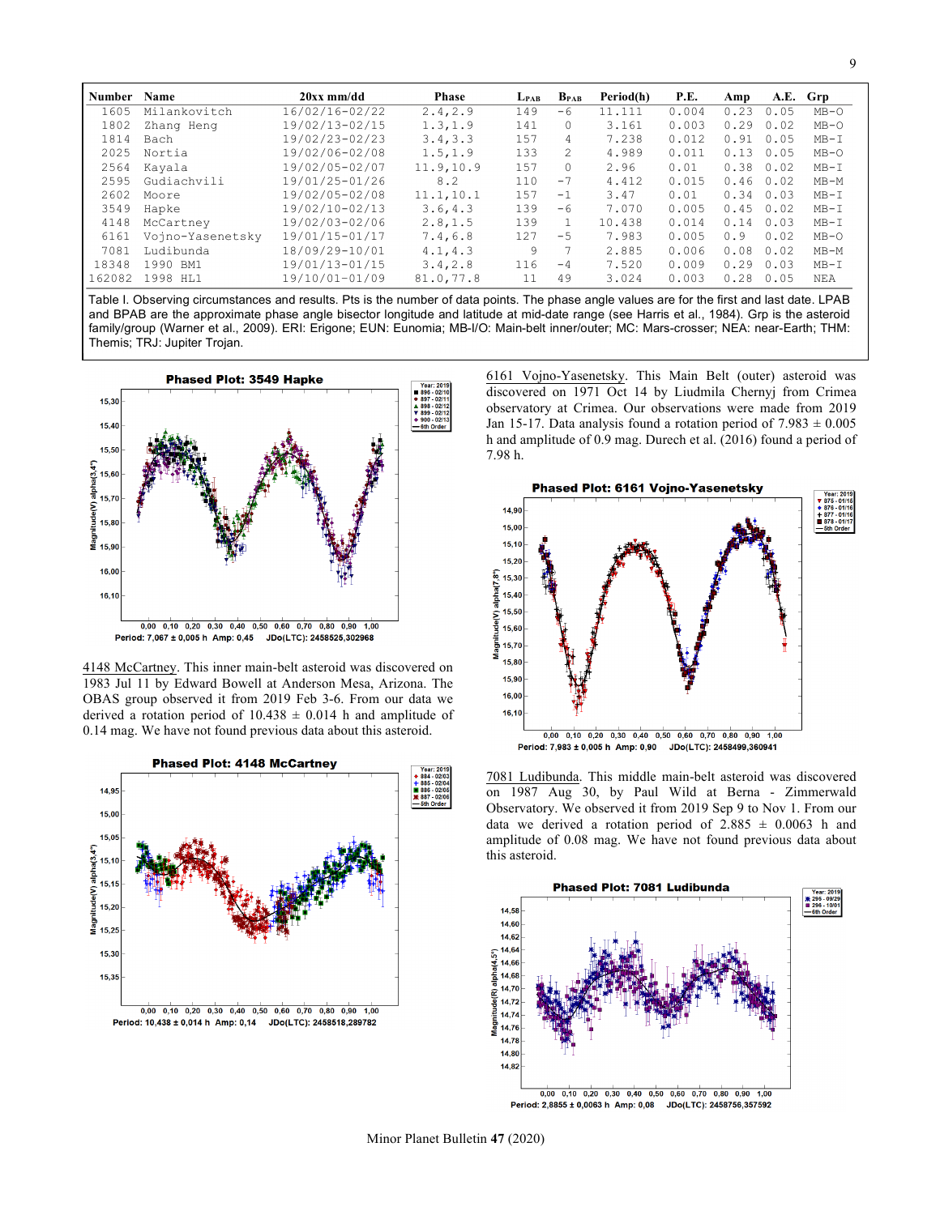| Number | Name | 20xx mm/dd | Phase | $L_{PAB}$ | $B_{PAB}$ | Period(h) | P.E. | Amp | A.E. | Grp |
|---|---|---|---|---|---|---|---|---|---|---|
| 1605 | Milankovitch | 16/02/16-02/22 | 2.4,2.9 | 149 | -6 | 11.111 | 0.004 | 0.23 | 0.05 | MB-O |
| 1802 | Zhang Heng | 19/02/13-02/15 | 1.3,1.9 | 141 | 0 | 3.161 | 0.003 | 0.29 | 0.02 | MB-O |
| 1814 | Bach | 19/02/23-02/23 | 3.4,3.3 | 157 | 4 | 7.238 | 0.012 | 0.91 | 0.05 | MB-I |
| 2025 | Nortia | 19/02/06-02/08 | 1.5,1.9 | 133 | 2 | 4.989 | 0.011 | 0.13 | 0.05 | MB-O |
| 2564 | Kayala | 19/02/05-02/07 | 11.9,10.9 | 157 | 0 | 2.96 | 0.01 | 0.38 | 0.02 | MB-I |
| 2595 | Gudiachvili | 19/01/25-01/26 | 8.2 | 110 | -7 | 4.412 | 0.015 | 0.46 | 0.02 | MB-M |
| 2602 | Moore | 19/02/05-02/08 | 11.1,10.1 | 157 | -1 | 3.47 | 0.01 | 0.34 | 0.03 | MB-I |
| 3549 | Hapke | 19/02/10-02/13 | 3.6,4.3 | 139 | -6 | 7.070 | 0.005 | 0.45 | 0.02 | MB-I |
| 4148 | McCartney | 19/02/03-02/06 | 2.8,1.5 | 139 | 1 | 10.438 | 0.014 | 0.14 | 0.03 | MB-I |
| 6161 | Vojno-Yasenetsky | 19/01/15-01/17 | 7.4,6.8 | 127 | -5 | 7.983 | 0.005 | 0.9 | 0.02 | MB-O |
| 7081 | Ludibunda | 18/09/29-10/01 | 4.1,4.3 | 9 | 7 | 2.885 | 0.006 | 0.08 | 0.02 | MB-M |
| 18348 | 1990 BM1 | 19/01/13-01/15 | 3.4,2.8 | 116 | -4 | 7.520 | 0.009 | 0.29 | 0.03 | MB-I |
| 162082 | 1998 HL1 | 19/10/01-01/09 | 81.0,77.8 | 11 | 49 | 3.024 | 0.003 | 0.28 | 0.05 | NEA |

Table I. Observing circumstances and results. Pts is the number of data points. The phase angle values are for the first and last date. LPAB and BPAB are the approximate phase angle bisector longitude and latitude at mid-date range (see Harris et al., 1984). Grp is the asteroid family/group (Warner et al., 2009). ERI: Erigone; EUN: Eunomia; MB-I/O: Main-belt inner/outer; MC: Mars-crosser; NEA: near-Earth; THM: Themis; TRJ: Jupiter Trojan.

Phased Plot: 3549 Hapke — Period: 7,067 ± 0,005 h Amp: 0,45 JDo(LTC): 2458525,302968

4148 McCartney. This inner main-belt asteroid was discovered on 1983 Jul 11 by Edward Bowell at Anderson Mesa, Arizona. The OBAS group observed it from 2019 Feb 3-6. From our data we derived a rotation period of 10.438 ± 0.014 h and amplitude of 0.14 mag. We have not found previous data about this asteroid.

Phased Plot: 4148 McCartney — Period: 10,438 ± 0,014 h Amp: 0,14 JDo(LTC): 2458518,289782

6161 Vojno-Yasenetsky. This Main Belt (outer) asteroid was discovered on 1971 Oct 14 by Liudmila Chernyj from Crimea observatory at Crimea. Our observations were made from 2019 Jan 15-17. Data analysis found a rotation period of 7.983 ± 0.005 h and amplitude of 0.9 mag. Durech et al. (2016) found a period of 7.98 h.

Phased Plot: 6161 Vojno-Yasenetsky — Period: 7,983 ± 0,005 h Amp: 0,90 JDo(LTC): 2458499,360941

7081 Ludibunda. This middle main-belt asteroid was discovered on 1987 Aug 30, by Paul Wild at Berna - Zimmerwald Observatory. We observed it from 2019 Sep 9 to Nov 1. From our data we derived a rotation period of 2.885 ± 0.0063 h and amplitude of 0.08 mag. We have not found previous data about this asteroid.

Phased Plot: 7081 Ludibunda — Period: 2,8855 ± 0,0063 h Amp: 0,08 JDo(LTC): 2458756,357592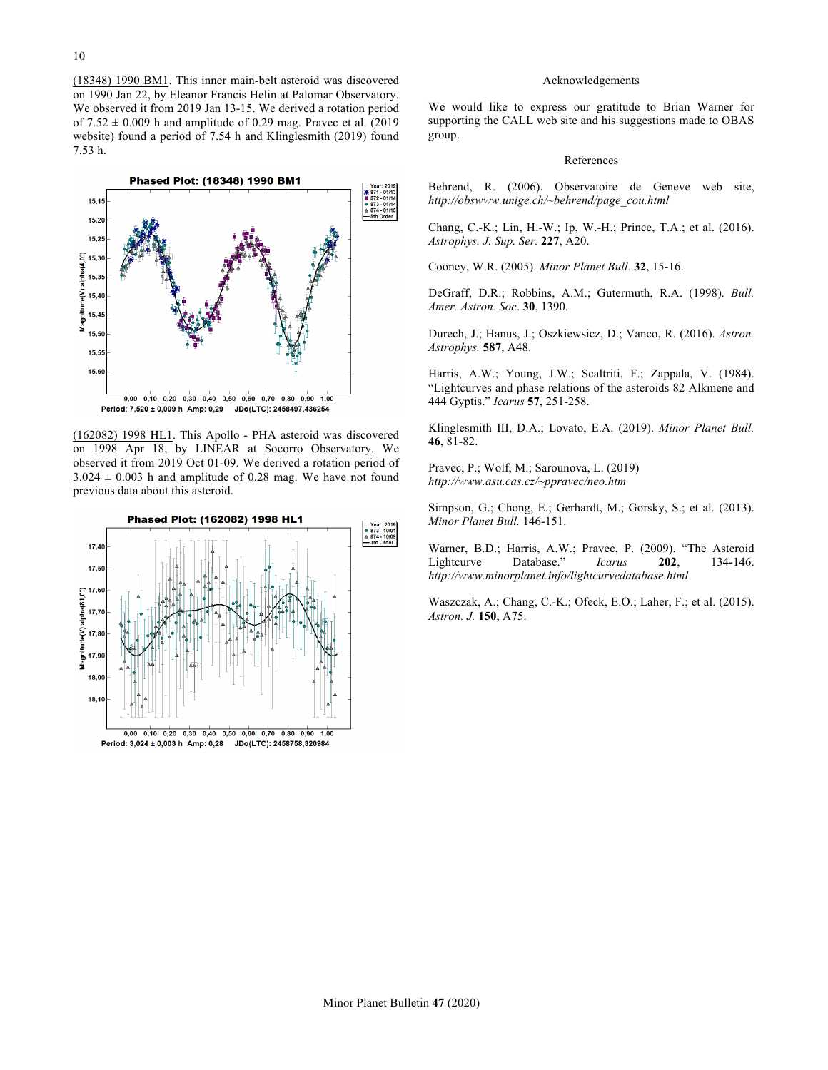(18348) 1990 BM1. This inner main-belt asteroid was discovered on 1990 Jan 22, by Eleanor Francis Helin at Palomar Observatory. We observed it from 2019 Jan 13-15. We derived a rotation period of 7.52 ± 0.009 h and amplitude of 0.29 mag. Pravec et al. (2019 website) found a period of 7.54 h and Klinglesmith (2019) found 7.53 h.

Phased Plot: (18348) 1990 BM1

Year: 2019
871 - 01/13
872 - 01/14
873 - 01/14
874 - 01/15
5th Order

Magnitude(V) alpha(4,0°)

15,15
15,20
15,25
15,30
15,35
15,40
15,45
15,50
15,55
15,60

0,00 0,10 0,20 0,30 0,40 0,50 0,60 0,70 0,80 0,90 1,00

Period: 7,520 ± 0,009 h Amp: 0,29 JDo(LTC): 2458497,436254

(162082) 1998 HL1. This Apollo - PHA asteroid was discovered on 1998 Apr 18, by LINEAR at Socorro Observatory. We observed it from 2019 Oct 01-09. We derived a rotation period of 3.024 ± 0.003 h and amplitude of 0.28 mag. We have not found previous data about this asteroid.

Phased Plot: (162082) 1998 HL1

Year: 2019
873 - 10/01
874 - 10/09
3rd Order

Magnitude(V) alpha(81,0°)

17,40
17,50
17,60
17,70
17,80
17,90
18,00
18,10

0,00 0,10 0,20 0,30 0,40 0,50 0,60 0,70 0,80 0,90 1,00

Period: 3,024 ± 0,003 h Amp: 0,28 JDo(LTC): 2458758,320984

## Acknowledgements

We would like to express our gratitude to Brian Warner for supporting the CALL web site and his suggestions made to OBAS group.

## References

Behrend, R. (2006). Observatoire de Geneve web site, *http://obswww.unige.ch/~behrend/page_cou.html*

Chang, C.-K.; Lin, H.-W.; Ip, W.-H.; Prince, T.A.; et al. (2016). *Astrophys. J. Sup. Ser.* **227**, A20.

Cooney, W.R. (2005). *Minor Planet Bull.* **32**, 15-16.

DeGraff, D.R.; Robbins, A.M.; Gutermuth, R.A. (1998). *Bull. Amer. Astron. Soc*. **30**, 1390.

Durech, J.; Hanus, J.; Oszkiewsicz, D.; Vanco, R. (2016). *Astron. Astrophys.* **587**, A48.

Harris, A.W.; Young, J.W.; Scaltriti, F.; Zappala, V. (1984). "Lightcurves and phase relations of the asteroids 82 Alkmene and 444 Gyptis." *Icarus* **57**, 251-258.

Klinglesmith III, D.A.; Lovato, E.A. (2019). *Minor Planet Bull.* **46**, 81-82.

Pravec, P.; Wolf, M.; Sarounova, L. (2019) *http://www.asu.cas.cz/~ppravec/neo.htm*

Simpson, G.; Chong, E.; Gerhardt, M.; Gorsky, S.; et al. (2013). *Minor Planet Bull.* 146-151.

Warner, B.D.; Harris, A.W.; Pravec, P. (2009). "The Asteroid Lightcurve Database." *Icarus* **202**, 134-146. *http://www.minorplanet.info/lightcurvedatabase.html*

Waszczak, A.; Chang, C.-K.; Ofeck, E.O.; Laher, F.; et al. (2015). *Astron. J.* **150**, A75.